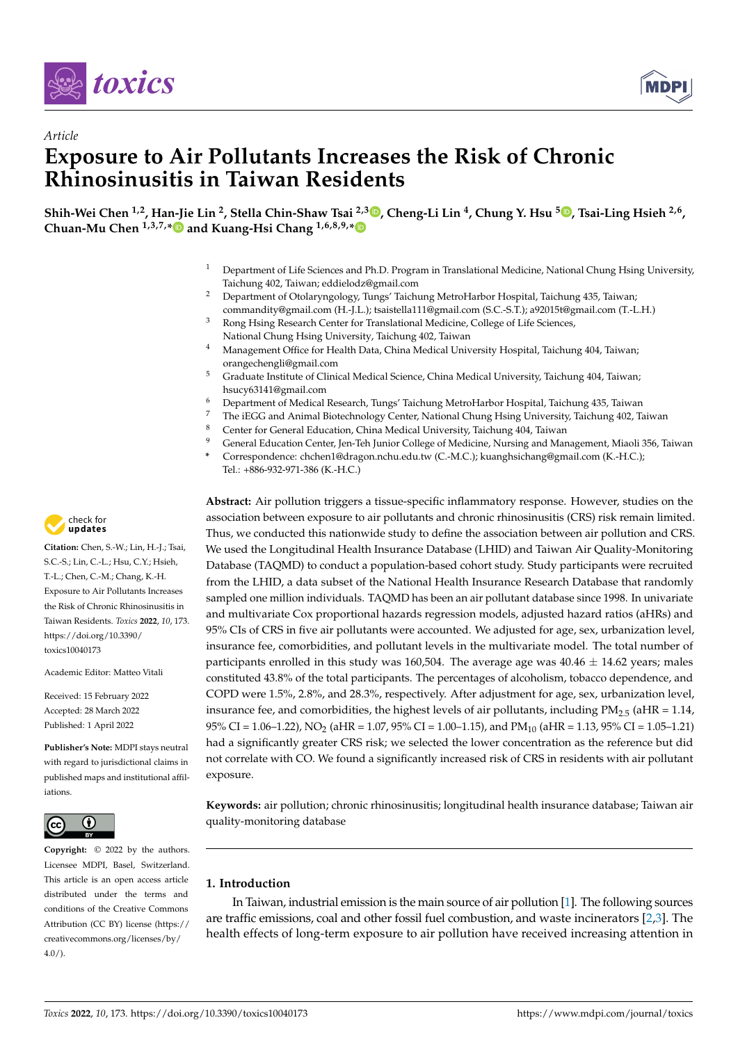*Article*

# Exposure to Air Pollutants Increases the Risk of Chronic Rhinosinusitis in Taiwan Residents

**Shih-Wei Chen [1,2], Han-Jie Lin [2], Stella Chin-Shaw Tsai [2,3], Cheng-Li Lin [4], Chung Y. Hsu [5], Tsai-Ling Hsieh [2,6], Chuan-Mu Chen [1,3,7,*] and Kuang-Hsi Chang [1,6,8,9,*]**

[1] Department of Life Sciences and Ph.D. Program in Translational Medicine, National Chung Hsing University, Taichung 402, Taiwan; eddielodz@gmail.com
[2] Department of Otolaryngology, Tungs' Taichung MetroHarbor Hospital, Taichung 435, Taiwan; commandity@gmail.com (H.-J.L.); tsaistella111@gmail.com (S.C.-S.T.); a92015t@gmail.com (T.-L.H.)
[3] Rong Hsing Research Center for Translational Medicine, College of Life Sciences, National Chung Hsing University, Taichung 402, Taiwan
[4] Management Office for Health Data, China Medical University Hospital, Taichung 404, Taiwan; orangechengli@gmail.com
[5] Graduate Institute of Clinical Medical Science, China Medical University, Taichung 404, Taiwan; hsucy63141@gmail.com
[6] Department of Medical Research, Tungs' Taichung MetroHarbor Hospital, Taichung 435, Taiwan
[7] The iEGG and Animal Biotechnology Center, National Chung Hsing University, Taichung 402, Taiwan
[8] Center for General Education, China Medical University, Taichung 404, Taiwan
[9] General Education Center, Jen-Teh Junior College of Medicine, Nursing and Management, Miaoli 356, Taiwan
* Correspondence: chchen1@dragon.nchu.edu.tw (C.-M.C.); kuanghsichang@gmail.com (K.-H.C.); Tel.: +886-932-971-386 (K.-H.C.)

**Abstract:** Air pollution triggers a tissue-specific inflammatory response. However, studies on the association between exposure to air pollutants and chronic rhinosinusitis (CRS) risk remain limited. Thus, we conducted this nationwide study to define the association between air pollution and CRS. We used the Longitudinal Health Insurance Database (LHID) and Taiwan Air Quality-Monitoring Database (TAQMD) to conduct a population-based cohort study. Study participants were recruited from the LHID, a data subset of the National Health Insurance Research Database that randomly sampled one million individuals. TAQMD has been an air pollutant database since 1998. In univariate and multivariate Cox proportional hazards regression models, adjusted hazard ratios (aHRs) and 95% CIs of CRS in five air pollutants were accounted. We adjusted for age, sex, urbanization level, insurance fee, comorbidities, and pollutant levels in the multivariate model. The total number of participants enrolled in this study was 160,504. The average age was 40.46 ± 14.62 years; males constituted 43.8% of the total participants. The percentages of alcoholism, tobacco dependence, and COPD were 1.5%, 2.8%, and 28.3%, respectively. After adjustment for age, sex, urbanization level, insurance fee, and comorbidities, the highest levels of air pollutants, including $PM_{2.5}$ (aHR = 1.14, 95% CI = 1.06–1.22), $NO_2$ (aHR = 1.07, 95% CI = 1.00–1.15), and $PM_{10}$ (aHR = 1.13, 95% CI = 1.05–1.21) had a significantly greater CRS risk; we selected the lower concentration as the reference but did not correlate with CO. We found a significantly increased risk of CRS in residents with air pollutant exposure.

**Keywords:** air pollution; chronic rhinosinusitis; longitudinal health insurance database; Taiwan air quality-monitoring database

**Citation:** Chen, S.-W.; Lin, H.-J.; Tsai, S.C.-S.; Lin, C.-L.; Hsu, C.Y.; Hsieh, T.-L.; Chen, C.-M.; Chang, K.-H. Exposure to Air Pollutants Increases the Risk of Chronic Rhinosinusitis in Taiwan Residents. *Toxics* **2022**, *10*, 173. https://doi.org/10.3390/toxics10040173

Academic Editor: Matteo Vitali

Received: 15 February 2022
Accepted: 28 March 2022
Published: 1 April 2022

**Publisher's Note:** MDPI stays neutral with regard to jurisdictional claims in published maps and institutional affiliations.

**Copyright:** © 2022 by the authors. Licensee MDPI, Basel, Switzerland. This article is an open access article distributed under the terms and conditions of the Creative Commons Attribution (CC BY) license (https://creativecommons.org/licenses/by/4.0/).

## 1. Introduction

In Taiwan, industrial emission is the main source of air pollution [1]. The following sources are traffic emissions, coal and other fossil fuel combustion, and waste incinerators [2,3]. The health effects of long-term exposure to air pollution have received increasing attention in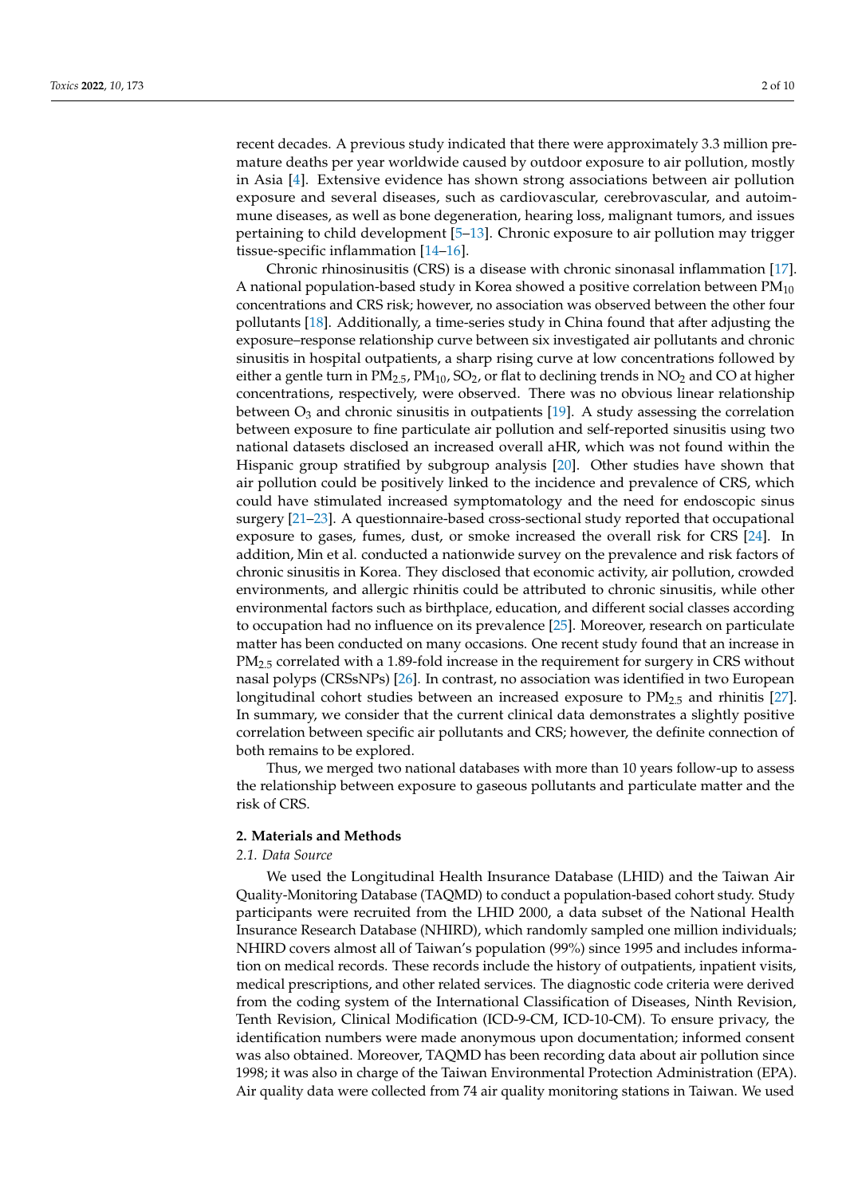recent decades. A previous study indicated that there were approximately 3.3 million premature deaths per year worldwide caused by outdoor exposure to air pollution, mostly in Asia [4]. Extensive evidence has shown strong associations between air pollution exposure and several diseases, such as cardiovascular, cerebrovascular, and autoimmune diseases, as well as bone degeneration, hearing loss, malignant tumors, and issues pertaining to child development [5–13]. Chronic exposure to air pollution may trigger tissue-specific inflammation [14–16].

Chronic rhinosinusitis (CRS) is a disease with chronic sinonasal inflammation [17]. A national population-based study in Korea showed a positive correlation between $PM_{10}$ concentrations and CRS risk; however, no association was observed between the other four pollutants [18]. Additionally, a time-series study in China found that after adjusting the exposure–response relationship curve between six investigated air pollutants and chronic sinusitis in hospital outpatients, a sharp rising curve at low concentrations followed by either a gentle turn in $PM_{2.5}$, $PM_{10}$, $SO_2$, or flat to declining trends in $NO_2$ and CO at higher concentrations, respectively, were observed. There was no obvious linear relationship between $O_3$ and chronic sinusitis in outpatients [19]. A study assessing the correlation between exposure to fine particulate air pollution and self-reported sinusitis using two national datasets disclosed an increased overall aHR, which was not found within the Hispanic group stratified by subgroup analysis [20]. Other studies have shown that air pollution could be positively linked to the incidence and prevalence of CRS, which could have stimulated increased symptomatology and the need for endoscopic sinus surgery [21–23]. A questionnaire-based cross-sectional study reported that occupational exposure to gases, fumes, dust, or smoke increased the overall risk for CRS [24]. In addition, Min et al. conducted a nationwide survey on the prevalence and risk factors of chronic sinusitis in Korea. They disclosed that economic activity, air pollution, crowded environments, and allergic rhinitis could be attributed to chronic sinusitis, while other environmental factors such as birthplace, education, and different social classes according to occupation had no influence on its prevalence [25]. Moreover, research on particulate matter has been conducted on many occasions. One recent study found that an increase in $PM_{2.5}$ correlated with a 1.89-fold increase in the requirement for surgery in CRS without nasal polyps (CRSsNPs) [26]. In contrast, no association was identified in two European longitudinal cohort studies between an increased exposure to $PM_{2.5}$ and rhinitis [27]. In summary, we consider that the current clinical data demonstrates a slightly positive correlation between specific air pollutants and CRS; however, the definite connection of both remains to be explored.

Thus, we merged two national databases with more than 10 years follow-up to assess the relationship between exposure to gaseous pollutants and particulate matter and the risk of CRS.

## 2. Materials and Methods

### *2.1. Data Source*

We used the Longitudinal Health Insurance Database (LHID) and the Taiwan Air Quality-Monitoring Database (TAQMD) to conduct a population-based cohort study. Study participants were recruited from the LHID 2000, a data subset of the National Health Insurance Research Database (NHIRD), which randomly sampled one million individuals; NHIRD covers almost all of Taiwan's population (99%) since 1995 and includes information on medical records. These records include the history of outpatients, inpatient visits, medical prescriptions, and other related services. The diagnostic code criteria were derived from the coding system of the International Classification of Diseases, Ninth Revision, Tenth Revision, Clinical Modification (ICD-9-CM, ICD-10-CM). To ensure privacy, the identification numbers were made anonymous upon documentation; informed consent was also obtained. Moreover, TAQMD has been recording data about air pollution since 1998; it was also in charge of the Taiwan Environmental Protection Administration (EPA). Air quality data were collected from 74 air quality monitoring stations in Taiwan. We used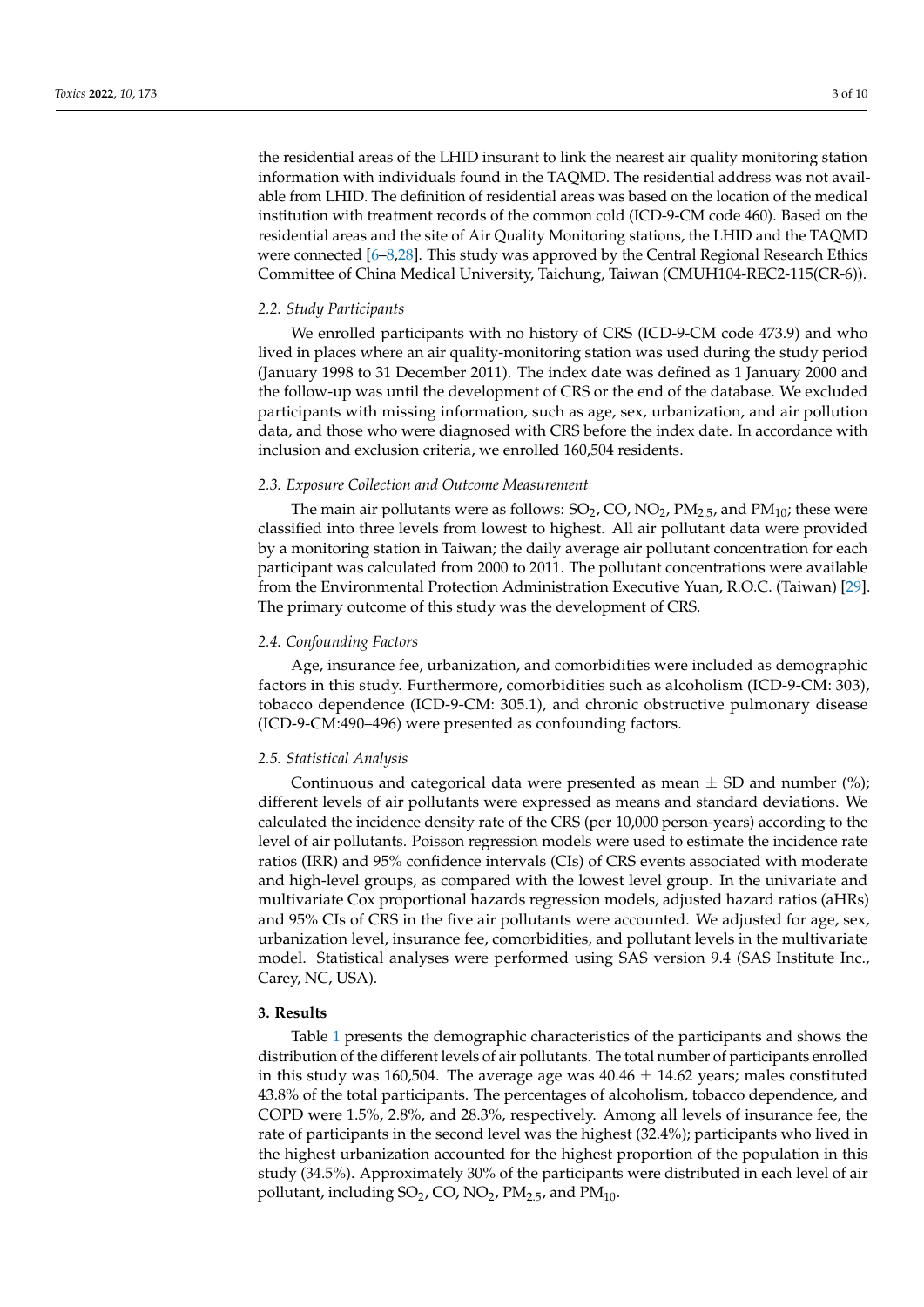the residential areas of the LHID insurant to link the nearest air quality monitoring station information with individuals found in the TAQMD. The residential address was not available from LHID. The definition of residential areas was based on the location of the medical institution with treatment records of the common cold (ICD-9-CM code 460). Based on the residential areas and the site of Air Quality Monitoring stations, the LHID and the TAQMD were connected [6–8,28]. This study was approved by the Central Regional Research Ethics Committee of China Medical University, Taichung, Taiwan (CMUH104-REC2-115(CR-6)).

### *2.2. Study Participants*

We enrolled participants with no history of CRS (ICD-9-CM code 473.9) and who lived in places where an air quality-monitoring station was used during the study period (January 1998 to 31 December 2011). The index date was defined as 1 January 2000 and the follow-up was until the development of CRS or the end of the database. We excluded participants with missing information, such as age, sex, urbanization, and air pollution data, and those who were diagnosed with CRS before the index date. In accordance with inclusion and exclusion criteria, we enrolled 160,504 residents.

### *2.3. Exposure Collection and Outcome Measurement*

The main air pollutants were as follows: $SO_2$, CO, $NO_2$, $PM_{2.5}$, and $PM_{10}$; these were classified into three levels from lowest to highest. All air pollutant data were provided by a monitoring station in Taiwan; the daily average air pollutant concentration for each participant was calculated from 2000 to 2011. The pollutant concentrations were available from the Environmental Protection Administration Executive Yuan, R.O.C. (Taiwan) [29]. The primary outcome of this study was the development of CRS.

### *2.4. Confounding Factors*

Age, insurance fee, urbanization, and comorbidities were included as demographic factors in this study. Furthermore, comorbidities such as alcoholism (ICD-9-CM: 303), tobacco dependence (ICD-9-CM: 305.1), and chronic obstructive pulmonary disease (ICD-9-CM:490–496) were presented as confounding factors.

### *2.5. Statistical Analysis*

Continuous and categorical data were presented as mean $\pm$ SD and number (%); different levels of air pollutants were expressed as means and standard deviations. We calculated the incidence density rate of the CRS (per 10,000 person-years) according to the level of air pollutants. Poisson regression models were used to estimate the incidence rate ratios (IRR) and 95% confidence intervals (CIs) of CRS events associated with moderate and high-level groups, as compared with the lowest level group. In the univariate and multivariate Cox proportional hazards regression models, adjusted hazard ratios (aHRs) and 95% CIs of CRS in the five air pollutants were accounted. We adjusted for age, sex, urbanization level, insurance fee, comorbidities, and pollutant levels in the multivariate model. Statistical analyses were performed using SAS version 9.4 (SAS Institute Inc., Carey, NC, USA).

## **3. Results**

Table 1 presents the demographic characteristics of the participants and shows the distribution of the different levels of air pollutants. The total number of participants enrolled in this study was 160,504. The average age was 40.46 $\pm$ 14.62 years; males constituted 43.8% of the total participants. The percentages of alcoholism, tobacco dependence, and COPD were 1.5%, 2.8%, and 28.3%, respectively. Among all levels of insurance fee, the rate of participants in the second level was the highest (32.4%); participants who lived in the highest urbanization accounted for the highest proportion of the population in this study (34.5%). Approximately 30% of the participants were distributed in each level of air pollutant, including $SO_2$, CO, $NO_2$, $PM_{2.5}$, and $PM_{10}$.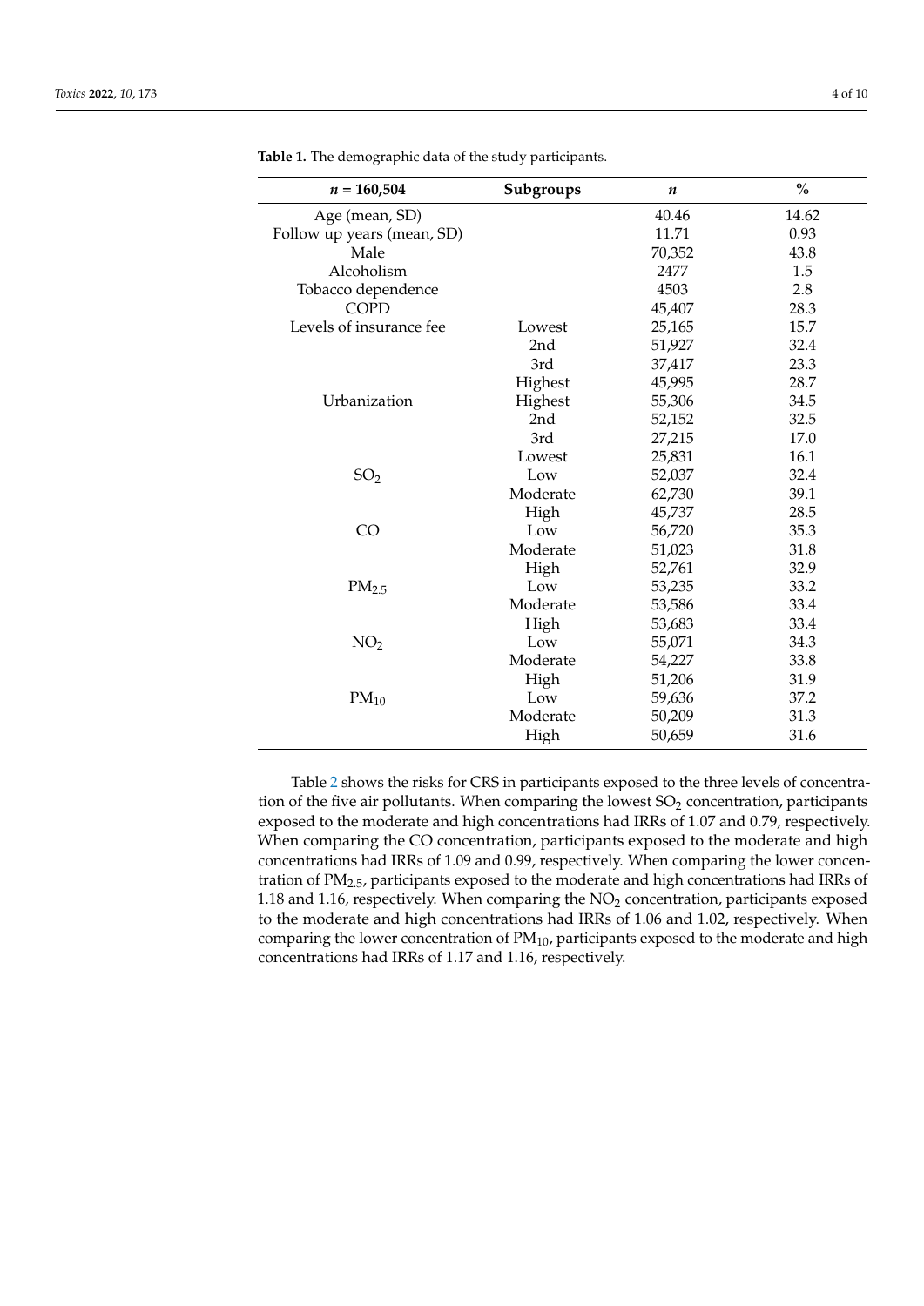**Table 1.** The demographic data of the study participants.

| ***n* = 160,504** | **Subgroups** | ***n*** | **%** |
|---|---|---|---|
| Age (mean, SD) | | 40.46 | 14.62 |
| Follow up years (mean, SD) | | 11.71 | 0.93 |
| Male | | 70,352 | 43.8 |
| Alcoholism | | 2477 | 1.5 |
| Tobacco dependence | | 4503 | 2.8 |
| COPD | | 45,407 | 28.3 |
| Levels of insurance fee | Lowest | 25,165 | 15.7 |
| | 2nd | 51,927 | 32.4 |
| | 3rd | 37,417 | 23.3 |
| | Highest | 45,995 | 28.7 |
| Urbanization | Highest | 55,306 | 34.5 |
| | 2nd | 52,152 | 32.5 |
| | 3rd | 27,215 | 17.0 |
| | Lowest | 25,831 | 16.1 |
| $SO_2$ | Low | 52,037 | 32.4 |
| | Moderate | 62,730 | 39.1 |
| | High | 45,737 | 28.5 |
| CO | Low | 56,720 | 35.3 |
| | Moderate | 51,023 | 31.8 |
| | High | 52,761 | 32.9 |
| $PM_{2.5}$ | Low | 53,235 | 33.2 |
| | Moderate | 53,586 | 33.4 |
| | High | 53,683 | 33.4 |
| $NO_2$ | Low | 55,071 | 34.3 |
| | Moderate | 54,227 | 33.8 |
| | High | 51,206 | 31.9 |
| $PM_{10}$ | Low | 59,636 | 37.2 |
| | Moderate | 50,209 | 31.3 |
| | High | 50,659 | 31.6 |

Table 2 shows the risks for CRS in participants exposed to the three levels of concentration of the five air pollutants. When comparing the lowest $SO_2$ concentration, participants exposed to the moderate and high concentrations had IRRs of 1.07 and 0.79, respectively. When comparing the CO concentration, participants exposed to the moderate and high concentrations had IRRs of 1.09 and 0.99, respectively. When comparing the lower concentration of $PM_{2.5}$, participants exposed to the moderate and high concentrations had IRRs of 1.18 and 1.16, respectively. When comparing the $NO_2$ concentration, participants exposed to the moderate and high concentrations had IRRs of 1.06 and 1.02, respectively. When comparing the lower concentration of $PM_{10}$, participants exposed to the moderate and high concentrations had IRRs of 1.17 and 1.16, respectively.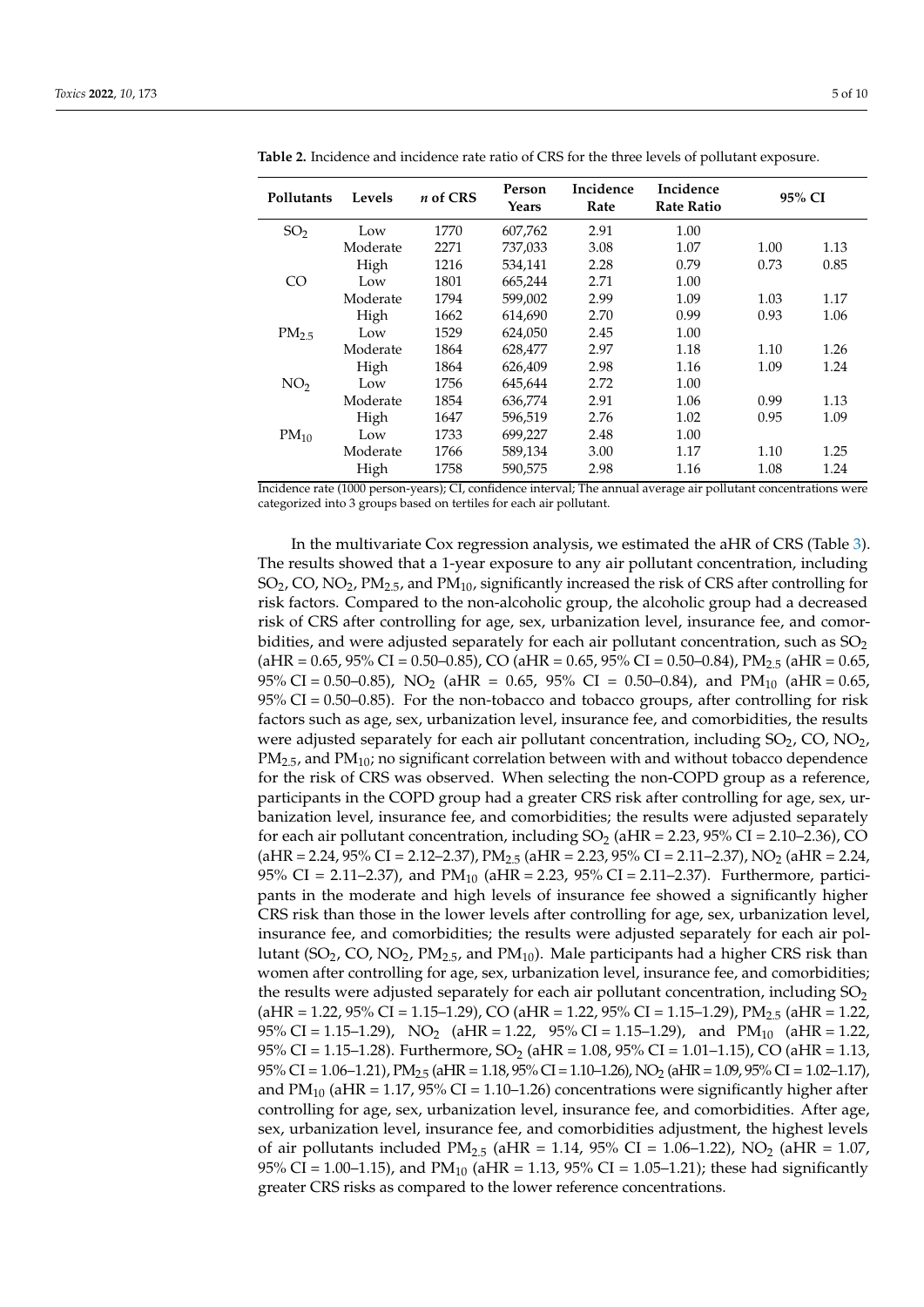**Table 2.** Incidence and incidence rate ratio of CRS for the three levels of pollutant exposure.

| Pollutants | Levels | *n* of CRS | Person Years | Incidence Rate | Incidence Rate Ratio | 95% CI | |
|---|---|---|---|---|---|---|---|
| $SO_2$ | Low | 1770 | 607,762 | 2.91 | 1.00 | | |
| | Moderate | 2271 | 737,033 | 3.08 | 1.07 | 1.00 | 1.13 |
| | High | 1216 | 534,141 | 2.28 | 0.79 | 0.73 | 0.85 |
| CO | Low | 1801 | 665,244 | 2.71 | 1.00 | | |
| | Moderate | 1794 | 599,002 | 2.99 | 1.09 | 1.03 | 1.17 |
| | High | 1662 | 614,690 | 2.70 | 0.99 | 0.93 | 1.06 |
| $PM_{2.5}$ | Low | 1529 | 624,050 | 2.45 | 1.00 | | |
| | Moderate | 1864 | 628,477 | 2.97 | 1.18 | 1.10 | 1.26 |
| | High | 1864 | 626,409 | 2.98 | 1.16 | 1.09 | 1.24 |
| $NO_2$ | Low | 1756 | 645,644 | 2.72 | 1.00 | | |
| | Moderate | 1854 | 636,774 | 2.91 | 1.06 | 0.99 | 1.13 |
| | High | 1647 | 596,519 | 2.76 | 1.02 | 0.95 | 1.09 |
| $PM_{10}$ | Low | 1733 | 699,227 | 2.48 | 1.00 | | |
| | Moderate | 1766 | 589,134 | 3.00 | 1.17 | 1.10 | 1.25 |
| | High | 1758 | 590,575 | 2.98 | 1.16 | 1.08 | 1.24 |

Incidence rate (1000 person-years); CI, confidence interval; The annual average air pollutant concentrations were categorized into 3 groups based on tertiles for each air pollutant.

In the multivariate Cox regression analysis, we estimated the aHR of CRS (Table 3). The results showed that a 1-year exposure to any air pollutant concentration, including $SO_2$, CO, $NO_2$, $PM_{2.5}$, and $PM_{10}$, significantly increased the risk of CRS after controlling for risk factors. Compared to the non-alcoholic group, the alcoholic group had a decreased risk of CRS after controlling for age, sex, urbanization level, insurance fee, and comorbidities, and were adjusted separately for each air pollutant concentration, such as $SO_2$ (aHR = 0.65, 95% CI = 0.50–0.85), CO (aHR = 0.65, 95% CI = 0.50–0.84), $PM_{2.5}$ (aHR = 0.65, 95% CI = 0.50–0.85), $NO_2$ (aHR = 0.65, 95% CI = 0.50–0.84), and $PM_{10}$ (aHR = 0.65, 95% CI = 0.50–0.85). For the non-tobacco and tobacco groups, after controlling for risk factors such as age, sex, urbanization level, insurance fee, and comorbidities, the results were adjusted separately for each air pollutant concentration, including $SO_2$, CO, $NO_2$, $PM_{2.5}$, and $PM_{10}$; no significant correlation between with and without tobacco dependence for the risk of CRS was observed. When selecting the non-COPD group as a reference, participants in the COPD group had a greater CRS risk after controlling for age, sex, urbanization level, insurance fee, and comorbidities; the results were adjusted separately for each air pollutant concentration, including $SO_2$ (aHR = 2.23, 95% CI = 2.10–2.36), CO (aHR = 2.24, 95% CI = 2.12–2.37), $PM_{2.5}$ (aHR = 2.23, 95% CI = 2.11–2.37), $NO_2$ (aHR = 2.24, 95% CI = 2.11–2.37), and $PM_{10}$ (aHR = 2.23, 95% CI = 2.11–2.37). Furthermore, participants in the moderate and high levels of insurance fee showed a significantly higher CRS risk than those in the lower levels after controlling for age, sex, urbanization level, insurance fee, and comorbidities; the results were adjusted separately for each air pollutant ($SO_2$, CO, $NO_2$, $PM_{2.5}$, and $PM_{10}$). Male participants had a higher CRS risk than women after controlling for age, sex, urbanization level, insurance fee, and comorbidities; the results were adjusted separately for each air pollutant concentration, including $SO_2$ (aHR = 1.22, 95% CI = 1.15–1.29), CO (aHR = 1.22, 95% CI = 1.15–1.29), $PM_{2.5}$ (aHR = 1.22, 95% CI = 1.15–1.29), $NO_2$ (aHR = 1.22, 95% CI = 1.15–1.29), and $PM_{10}$ (aHR = 1.22, 95% CI = 1.15–1.28). Furthermore, $SO_2$ (aHR = 1.08, 95% CI = 1.01–1.15), CO (aHR = 1.13, 95% CI = 1.06–1.21), $PM_{2.5}$ (aHR = 1.18, 95% CI = 1.10–1.26), $NO_2$ (aHR = 1.09, 95% CI = 1.02–1.17), and $PM_{10}$ (aHR = 1.17, 95% CI = 1.10–1.26) concentrations were significantly higher after controlling for age, sex, urbanization level, insurance fee, and comorbidities. After age, sex, urbanization level, insurance fee, and comorbidities adjustment, the highest levels of air pollutants included $PM_{2.5}$ (aHR = 1.14, 95% CI = 1.06–1.22), $NO_2$ (aHR = 1.07, 95% CI = 1.00–1.15), and $PM_{10}$ (aHR = 1.13, 95% CI = 1.05–1.21); these had significantly greater CRS risks as compared to the lower reference concentrations.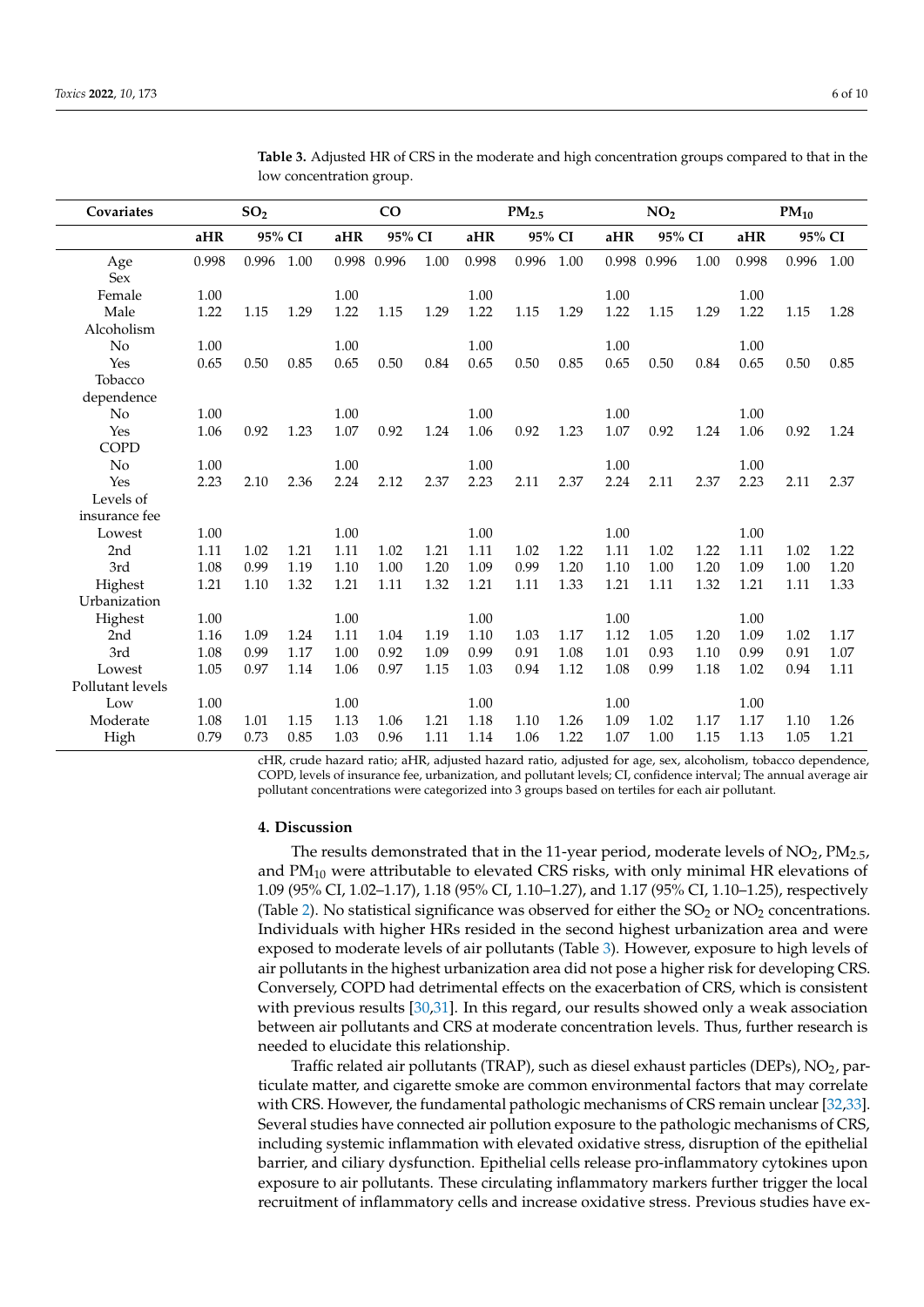**Table 3.** Adjusted HR of CRS in the moderate and high concentration groups compared to that in the low concentration group.

| Covariates | $SO_2$ | | | CO | | | $PM_{2.5}$ | | | $NO_2$ | | | $PM_{10}$ | | |
|---|---|---|---|---|---|---|---|---|---|---|---|---|---|---|---|
| | aHR | 95% CI | | aHR | 95% CI | | aHR | 95% CI | | aHR | 95% CI | | aHR | 95% CI | |
| Age | 0.998 | 0.996 | 1.00 | 0.998 | 0.996 | 1.00 | 0.998 | 0.996 | 1.00 | 0.998 | 0.996 | 1.00 | 0.998 | 0.996 | 1.00 |
| Sex | | | | | | | | | | | | | | | |
| Female | 1.00 | | | 1.00 | | | 1.00 | | | 1.00 | | | 1.00 | | |
| Male | 1.22 | 1.15 | 1.29 | 1.22 | 1.15 | 1.29 | 1.22 | 1.15 | 1.29 | 1.22 | 1.15 | 1.29 | 1.22 | 1.15 | 1.28 |
| Alcoholism | | | | | | | | | | | | | | | |
| No | 1.00 | | | 1.00 | | | 1.00 | | | 1.00 | | | 1.00 | | |
| Yes | 0.65 | 0.50 | 0.85 | 0.65 | 0.50 | 0.84 | 0.65 | 0.50 | 0.85 | 0.65 | 0.50 | 0.84 | 0.65 | 0.50 | 0.85 |
| Tobacco dependence | | | | | | | | | | | | | | | |
| No | 1.00 | | | 1.00 | | | 1.00 | | | 1.00 | | | 1.00 | | |
| Yes | 1.06 | 0.92 | 1.23 | 1.07 | 0.92 | 1.24 | 1.06 | 0.92 | 1.23 | 1.07 | 0.92 | 1.24 | 1.06 | 0.92 | 1.24 |
| COPD | | | | | | | | | | | | | | | |
| No | 1.00 | | | 1.00 | | | 1.00 | | | 1.00 | | | 1.00 | | |
| Yes | 2.23 | 2.10 | 2.36 | 2.24 | 2.12 | 2.37 | 2.23 | 2.11 | 2.37 | 2.24 | 2.11 | 2.37 | 2.23 | 2.11 | 2.37 |
| Levels of insurance fee | | | | | | | | | | | | | | | |
| Lowest | 1.00 | | | 1.00 | | | 1.00 | | | 1.00 | | | 1.00 | | |
| 2nd | 1.11 | 1.02 | 1.21 | 1.11 | 1.02 | 1.21 | 1.11 | 1.02 | 1.22 | 1.11 | 1.02 | 1.22 | 1.11 | 1.02 | 1.22 |
| 3rd | 1.08 | 0.99 | 1.19 | 1.10 | 1.00 | 1.20 | 1.09 | 0.99 | 1.20 | 1.10 | 1.00 | 1.20 | 1.09 | 1.00 | 1.20 |
| Highest | 1.21 | 1.10 | 1.32 | 1.21 | 1.11 | 1.32 | 1.21 | 1.11 | 1.33 | 1.21 | 1.11 | 1.32 | 1.21 | 1.11 | 1.33 |
| Urbanization | | | | | | | | | | | | | | | |
| Highest | 1.00 | | | 1.00 | | | 1.00 | | | 1.00 | | | 1.00 | | |
| 2nd | 1.16 | 1.09 | 1.24 | 1.11 | 1.04 | 1.19 | 1.10 | 1.03 | 1.17 | 1.12 | 1.05 | 1.20 | 1.09 | 1.02 | 1.17 |
| 3rd | 1.08 | 0.99 | 1.17 | 1.00 | 0.92 | 1.09 | 0.99 | 0.91 | 1.08 | 1.01 | 0.93 | 1.10 | 0.99 | 0.91 | 1.07 |
| Lowest | 1.05 | 0.97 | 1.14 | 1.06 | 0.97 | 1.15 | 1.03 | 0.94 | 1.12 | 1.08 | 0.99 | 1.18 | 1.02 | 0.94 | 1.11 |
| Pollutant levels | | | | | | | | | | | | | | | |
| Low | 1.00 | | | 1.00 | | | 1.00 | | | 1.00 | | | 1.00 | | |
| Moderate | 1.08 | 1.01 | 1.15 | 1.13 | 1.06 | 1.21 | 1.18 | 1.10 | 1.26 | 1.09 | 1.02 | 1.17 | 1.17 | 1.10 | 1.26 |
| High | 0.79 | 0.73 | 0.85 | 1.03 | 0.96 | 1.11 | 1.14 | 1.06 | 1.22 | 1.07 | 1.00 | 1.15 | 1.13 | 1.05 | 1.21 |

cHR, crude hazard ratio; aHR, adjusted hazard ratio, adjusted for age, sex, alcoholism, tobacco dependence, COPD, levels of insurance fee, urbanization, and pollutant levels; CI, confidence interval; The annual average air pollutant concentrations were categorized into 3 groups based on tertiles for each air pollutant.

## 4. Discussion

The results demonstrated that in the 11-year period, moderate levels of $NO_2$, $PM_{2.5}$, and $PM_{10}$ were attributable to elevated CRS risks, with only minimal HR elevations of 1.09 (95% CI, 1.02–1.17), 1.18 (95% CI, 1.10–1.27), and 1.17 (95% CI, 1.10–1.25), respectively (Table 2). No statistical significance was observed for either the $SO_2$ or $NO_2$ concentrations. Individuals with higher HRs resided in the second highest urbanization area and were exposed to moderate levels of air pollutants (Table 3). However, exposure to high levels of air pollutants in the highest urbanization area did not pose a higher risk for developing CRS. Conversely, COPD had detrimental effects on the exacerbation of CRS, which is consistent with previous results [30,31]. In this regard, our results showed only a weak association between air pollutants and CRS at moderate concentration levels. Thus, further research is needed to elucidate this relationship.

Traffic related air pollutants (TRAP), such as diesel exhaust particles (DEPs), $NO_2$, particulate matter, and cigarette smoke are common environmental factors that may correlate with CRS. However, the fundamental pathologic mechanisms of CRS remain unclear [32,33]. Several studies have connected air pollution exposure to the pathologic mechanisms of CRS, including systemic inflammation with elevated oxidative stress, disruption of the epithelial barrier, and ciliary dysfunction. Epithelial cells release pro-inflammatory cytokines upon exposure to air pollutants. These circulating inflammatory markers further trigger the local recruitment of inflammatory cells and increase oxidative stress. Previous studies have ex-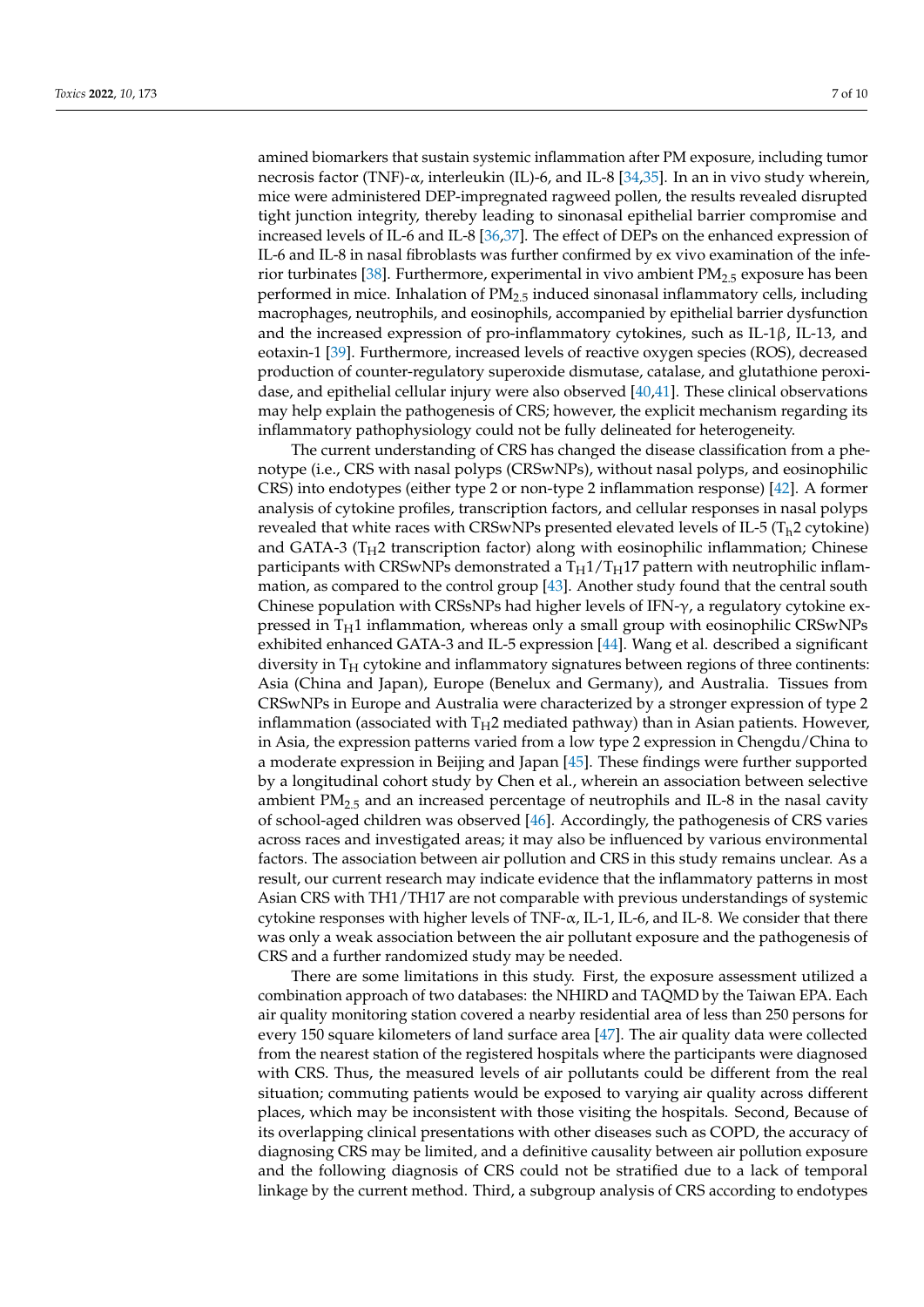amined biomarkers that sustain systemic inflammation after PM exposure, including tumor necrosis factor (TNF)-α, interleukin (IL)-6, and IL-8 [34,35]. In an in vivo study wherein, mice were administered DEP-impregnated ragweed pollen, the results revealed disrupted tight junction integrity, thereby leading to sinonasal epithelial barrier compromise and increased levels of IL-6 and IL-8 [36,37]. The effect of DEPs on the enhanced expression of IL-6 and IL-8 in nasal fibroblasts was further confirmed by ex vivo examination of the inferior turbinates [38]. Furthermore, experimental in vivo ambient $PM_{2.5}$ exposure has been performed in mice. Inhalation of $PM_{2.5}$ induced sinonasal inflammatory cells, including macrophages, neutrophils, and eosinophils, accompanied by epithelial barrier dysfunction and the increased expression of pro-inflammatory cytokines, such as IL-1β, IL-13, and eotaxin-1 [39]. Furthermore, increased levels of reactive oxygen species (ROS), decreased production of counter-regulatory superoxide dismutase, catalase, and glutathione peroxidase, and epithelial cellular injury were also observed [40,41]. These clinical observations may help explain the pathogenesis of CRS; however, the explicit mechanism regarding its inflammatory pathophysiology could not be fully delineated for heterogeneity.

The current understanding of CRS has changed the disease classification from a phenotype (i.e., CRS with nasal polyps (CRSwNPs), without nasal polyps, and eosinophilic CRS) into endotypes (either type 2 or non-type 2 inflammation response) [42]. A former analysis of cytokine profiles, transcription factors, and cellular responses in nasal polyps revealed that white races with CRSwNPs presented elevated levels of IL-5 ($T_h2$ cytokine) and GATA-3 ($T_H2$ transcription factor) along with eosinophilic inflammation; Chinese participants with CRSwNPs demonstrated a $T_H1/T_H17$ pattern with neutrophilic inflammation, as compared to the control group [43]. Another study found that the central south Chinese population with CRSsNPs had higher levels of IFN-γ, a regulatory cytokine expressed in $T_H1$ inflammation, whereas only a small group with eosinophilic CRSwNPs exhibited enhanced GATA-3 and IL-5 expression [44]. Wang et al. described a significant diversity in $T_H$ cytokine and inflammatory signatures between regions of three continents: Asia (China and Japan), Europe (Benelux and Germany), and Australia. Tissues from CRSwNPs in Europe and Australia were characterized by a stronger expression of type 2 inflammation (associated with $T_H2$ mediated pathway) than in Asian patients. However, in Asia, the expression patterns varied from a low type 2 expression in Chengdu/China to a moderate expression in Beijing and Japan [45]. These findings were further supported by a longitudinal cohort study by Chen et al., wherein an association between selective ambient $PM_{2.5}$ and an increased percentage of neutrophils and IL-8 in the nasal cavity of school-aged children was observed [46]. Accordingly, the pathogenesis of CRS varies across races and investigated areas; it may also be influenced by various environmental factors. The association between air pollution and CRS in this study remains unclear. As a result, our current research may indicate evidence that the inflammatory patterns in most Asian CRS with TH1/TH17 are not comparable with previous understandings of systemic cytokine responses with higher levels of TNF-α, IL-1, IL-6, and IL-8. We consider that there was only a weak association between the air pollutant exposure and the pathogenesis of CRS and a further randomized study may be needed.

There are some limitations in this study. First, the exposure assessment utilized a combination approach of two databases: the NHIRD and TAQMD by the Taiwan EPA. Each air quality monitoring station covered a nearby residential area of less than 250 persons for every 150 square kilometers of land surface area [47]. The air quality data were collected from the nearest station of the registered hospitals where the participants were diagnosed with CRS. Thus, the measured levels of air pollutants could be different from the real situation; commuting patients would be exposed to varying air quality across different places, which may be inconsistent with those visiting the hospitals. Second, Because of its overlapping clinical presentations with other diseases such as COPD, the accuracy of diagnosing CRS may be limited, and a definitive causality between air pollution exposure and the following diagnosis of CRS could not be stratified due to a lack of temporal linkage by the current method. Third, a subgroup analysis of CRS according to endotypes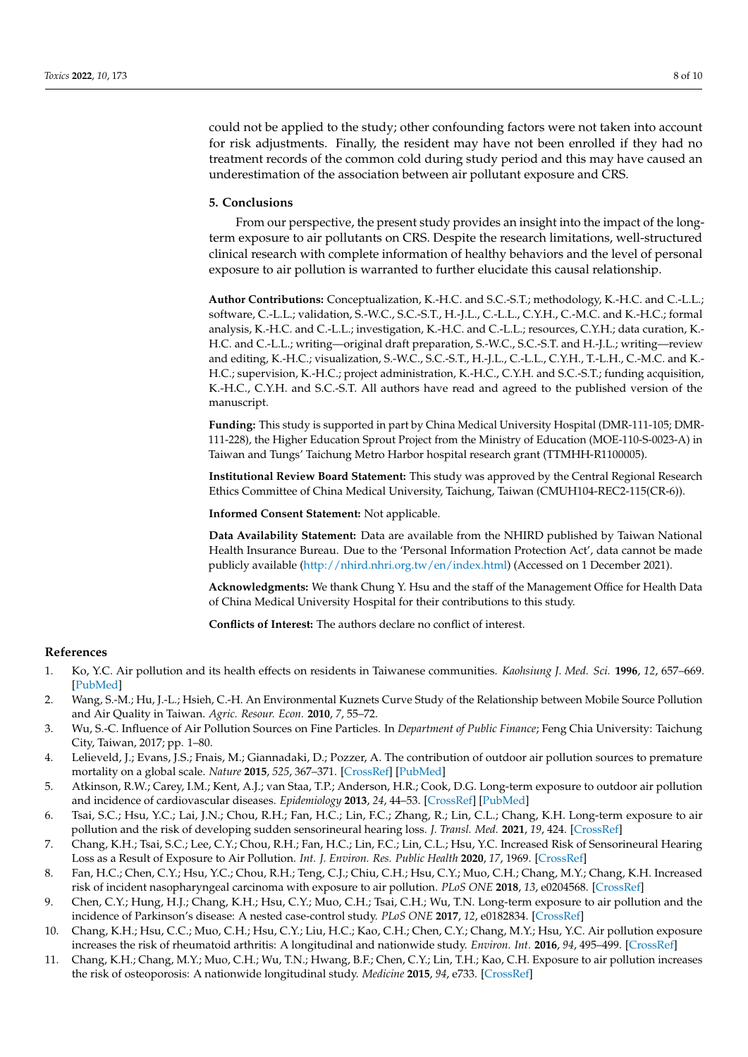could not be applied to the study; other confounding factors were not taken into account for risk adjustments. Finally, the resident may have not been enrolled if they had no treatment records of the common cold during study period and this may have caused an underestimation of the association between air pollutant exposure and CRS.

## 5. Conclusions

From our perspective, the present study provides an insight into the impact of the long-term exposure to air pollutants on CRS. Despite the research limitations, well-structured clinical research with complete information of healthy behaviors and the level of personal exposure to air pollution is warranted to further elucidate this causal relationship.

**Author Contributions:** Conceptualization, K.-H.C. and S.C.-S.T.; methodology, K.-H.C. and C.-L.L.; software, C.-L.L.; validation, S.-W.C., S.C.-S.T., H.-J.L., C.-L.L., C.Y.H., C.-M.C. and K.-H.C.; formal analysis, K.-H.C. and C.-L.L.; investigation, K.-H.C. and C.-L.L.; resources, C.Y.H.; data curation, K.-H.C. and C.-L.L.; writing—original draft preparation, S.-W.C., S.C.-S.T. and H.-J.L.; writing—review and editing, K.-H.C.; visualization, S.-W.C., S.C.-S.T., H.-J.L., C.-L.L., C.Y.H., T.-L.H., C.-M.C. and K.-H.C.; supervision, K.-H.C.; project administration, K.-H.C., C.Y.H. and S.C.-S.T.; funding acquisition, K.-H.C., C.Y.H. and S.C.-S.T. All authors have read and agreed to the published version of the manuscript.

**Funding:** This study is supported in part by China Medical University Hospital (DMR-111-105; DMR-111-228), the Higher Education Sprout Project from the Ministry of Education (MOE-110-S-0023-A) in Taiwan and Tungs' Taichung Metro Harbor hospital research grant (TTMHH-R1100005).

**Institutional Review Board Statement:** This study was approved by the Central Regional Research Ethics Committee of China Medical University, Taichung, Taiwan (CMUH104-REC2-115(CR-6)).

**Informed Consent Statement:** Not applicable.

**Data Availability Statement:** Data are available from the NHIRD published by Taiwan National Health Insurance Bureau. Due to the 'Personal Information Protection Act', data cannot be made publicly available (http://nhird.nhri.org.tw/en/index.html) (Accessed on 1 December 2021).

**Acknowledgments:** We thank Chung Y. Hsu and the staff of the Management Office for Health Data of China Medical University Hospital for their contributions to this study.

**Conflicts of Interest:** The authors declare no conflict of interest.

## References

1. Ko, Y.C. Air pollution and its health effects on residents in Taiwanese communities. *Kaohsiung J. Med. Sci.* **1996**, *12*, 657–669. [PubMed]
2. Wang, S.-M.; Hu, J.-L.; Hsieh, C.-H. An Environmental Kuznets Curve Study of the Relationship between Mobile Source Pollution and Air Quality in Taiwan. *Agric. Resour. Econ.* **2010**, *7*, 55–72.
3. Wu, S.-C. Influence of Air Pollution Sources on Fine Particles. In *Department of Public Finance*; Feng Chia University: Taichung City, Taiwan, 2017; pp. 1–80.
4. Lelieveld, J.; Evans, J.S.; Fnais, M.; Giannadaki, D.; Pozzer, A. The contribution of outdoor air pollution sources to premature mortality on a global scale. *Nature* **2015**, *525*, 367–371. [CrossRef] [PubMed]
5. Atkinson, R.W.; Carey, I.M.; Kent, A.J.; van Staa, T.P.; Anderson, H.R.; Cook, D.G. Long-term exposure to outdoor air pollution and incidence of cardiovascular diseases. *Epidemiology* **2013**, *24*, 44–53. [CrossRef] [PubMed]
6. Tsai, S.C.; Hsu, Y.C.; Lai, J.N.; Chou, R.H.; Fan, H.C.; Lin, F.C.; Zhang, R.; Lin, C.L.; Chang, K.H. Long-term exposure to air pollution and the risk of developing sudden sensorineural hearing loss. *J. Transl. Med.* **2021**, *19*, 424. [CrossRef]
7. Chang, K.H.; Tsai, S.C.; Lee, C.Y.; Chou, R.H.; Fan, H.C.; Lin, F.C.; Lin, C.L.; Hsu, Y.C. Increased Risk of Sensorineural Hearing Loss as a Result of Exposure to Air Pollution. *Int. J. Environ. Res. Public Health* **2020**, *17*, 1969. [CrossRef]
8. Fan, H.C.; Chen, C.Y.; Hsu, Y.C.; Chou, R.H.; Teng, C.J.; Chiu, C.H.; Hsu, C.Y.; Muo, C.H.; Chang, M.Y.; Chang, K.H. Increased risk of incident nasopharyngeal carcinoma with exposure to air pollution. *PLoS ONE* **2018**, *13*, e0204568. [CrossRef]
9. Chen, C.Y.; Hung, H.J.; Chang, K.H.; Hsu, C.Y.; Muo, C.H.; Tsai, C.H.; Wu, T.N. Long-term exposure to air pollution and the incidence of Parkinson's disease: A nested case-control study. *PLoS ONE* **2017**, *12*, e0182834. [CrossRef]
10. Chang, K.H.; Hsu, C.C.; Muo, C.H.; Hsu, C.Y.; Liu, H.C.; Kao, C.H.; Chen, C.Y.; Chang, M.Y.; Hsu, Y.C. Air pollution exposure increases the risk of rheumatoid arthritis: A longitudinal and nationwide study. *Environ. Int.* **2016**, *94*, 495–499. [CrossRef]
11. Chang, K.H.; Chang, M.Y.; Muo, C.H.; Wu, T.N.; Hwang, B.F.; Chen, C.Y.; Lin, T.H.; Kao, C.H. Exposure to air pollution increases the risk of osteoporosis: A nationwide longitudinal study. *Medicine* **2015**, *94*, e733. [CrossRef]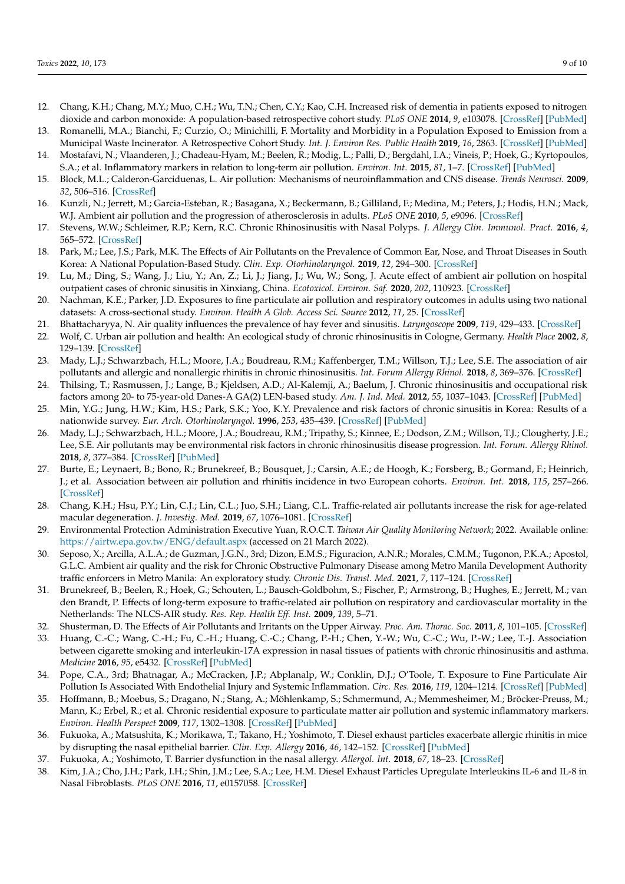12. Chang, K.H.; Chang, M.Y.; Muo, C.H.; Wu, T.N.; Chen, C.Y.; Kao, C.H. Increased risk of dementia in patients exposed to nitrogen dioxide and carbon monoxide: A population-based retrospective cohort study. *PLoS ONE* **2014**, *9*, e103078. [CrossRef] [PubMed]
13. Romanelli, M.A.; Bianchi, F.; Curzio, O.; Minichilli, F. Mortality and Morbidity in a Population Exposed to Emission from a Municipal Waste Incinerator. A Retrospective Cohort Study. *Int. J. Environ Res. Public Health* **2019**, *16*, 2863. [CrossRef] [PubMed]
14. Mostafavi, N.; Vlaanderen, J.; Chadeau-Hyam, M.; Beelen, R.; Modig, L.; Palli, D.; Bergdahl, I.A.; Vineis, P.; Hoek, G.; Kyrtopoulos, S.A.; et al. Inflammatory markers in relation to long-term air pollution. *Environ. Int.* **2015**, *81*, 1–7. [CrossRef] [PubMed]
15. Block, M.L.; Calderon-Garciduenas, L. Air pollution: Mechanisms of neuroinflammation and CNS disease. *Trends Neurosci.* **2009**, *32*, 506–516. [CrossRef]
16. Kunzli, N.; Jerrett, M.; Garcia-Esteban, R.; Basagana, X.; Beckermann, B.; Gilliland, F.; Medina, M.; Peters, J.; Hodis, H.N.; Mack, W.J. Ambient air pollution and the progression of atherosclerosis in adults. *PLoS ONE* **2010**, *5*, e9096. [CrossRef]
17. Stevens, W.W.; Schleimer, R.P.; Kern, R.C. Chronic Rhinosinusitis with Nasal Polyps. *J. Allergy Clin. Immunol. Pract.* **2016**, *4*, 565–572. [CrossRef]
18. Park, M.; Lee, J.S.; Park, M.K. The Effects of Air Pollutants on the Prevalence of Common Ear, Nose, and Throat Diseases in South Korea: A National Population-Based Study. *Clin. Exp. Otorhinolaryngol.* **2019**, *12*, 294–300. [CrossRef]
19. Lu, M.; Ding, S.; Wang, J.; Liu, Y.; An, Z.; Li, J.; Jiang, J.; Wu, W.; Song, J. Acute effect of ambient air pollution on hospital outpatient cases of chronic sinusitis in Xinxiang, China. *Ecotoxicol. Environ. Saf.* **2020**, *202*, 110923. [CrossRef]
20. Nachman, K.E.; Parker, J.D. Exposures to fine particulate air pollution and respiratory outcomes in adults using two national datasets: A cross-sectional study. *Environ. Health A Glob. Access Sci. Source* **2012**, *11*, 25. [CrossRef]
21. Bhattacharyya, N. Air quality influences the prevalence of hay fever and sinusitis. *Laryngoscope* **2009**, *119*, 429–433. [CrossRef]
22. Wolf, C. Urban air pollution and health: An ecological study of chronic rhinosinusitis in Cologne, Germany. *Health Place* **2002**, *8*, 129–139. [CrossRef]
23. Mady, L.J.; Schwarzbach, H.L.; Moore, J.A.; Boudreau, R.M.; Kaffenberger, T.M.; Willson, T.J.; Lee, S.E. The association of air pollutants and allergic and nonallergic rhinitis in chronic rhinosinusitis. *Int. Forum Allergy Rhinol.* **2018**, *8*, 369–376. [CrossRef]
24. Thilsing, T.; Rasmussen, J.; Lange, B.; Kjeldsen, A.D.; Al-Kalemji, A.; Baelum, J. Chronic rhinosinusitis and occupational risk factors among 20- to 75-year-old Danes-A GA(2) LEN-based study. *Am. J. Ind. Med.* **2012**, *55*, 1037–1043. [CrossRef] [PubMed]
25. Min, Y.G.; Jung, H.W.; Kim, H.S.; Park, S.K.; Yoo, K.Y. Prevalence and risk factors of chronic sinusitis in Korea: Results of a nationwide survey. *Eur. Arch. Otorhinolaryngol.* **1996**, *253*, 435–439. [CrossRef] [PubMed]
26. Mady, L.J.; Schwarzbach, H.L.; Moore, J.A.; Boudreau, R.M.; Tripathy, S.; Kinnee, E.; Dodson, Z.M.; Willson, T.J.; Clougherty, J.E.; Lee, S.E. Air pollutants may be environmental risk factors in chronic rhinosinusitis disease progression. *Int. Forum. Allergy Rhinol.* **2018**, *8*, 377–384. [CrossRef] [PubMed]
27. Burte, E.; Leynaert, B.; Bono, R.; Brunekreef, B.; Bousquet, J.; Carsin, A.E.; de Hoogh, K.; Forsberg, B.; Gormand, F.; Heinrich, J.; et al. Association between air pollution and rhinitis incidence in two European cohorts. *Environ. Int.* **2018**, *115*, 257–266. [CrossRef]
28. Chang, K.H.; Hsu, P.Y.; Lin, C.J.; Lin, C.L.; Juo, S.H.; Liang, C.L. Traffic-related air pollutants increase the risk for age-related macular degeneration. *J. Investig. Med.* **2019**, *67*, 1076–1081. [CrossRef]
29. Environmental Protection Administration Executive Yuan, R.O.C.T. *Taiwan Air Quality Monitoring Network*; 2022. Available online: https://airtw.epa.gov.tw/ENG/default.aspx (accessed on 21 March 2022).
30. Seposo, X.; Arcilla, A.L.A.; de Guzman, J.G.N., 3rd; Dizon, E.M.S.; Figuracion, A.N.R.; Morales, C.M.M.; Tugonon, P.K.A.; Apostol, G.L.C. Ambient air quality and the risk for Chronic Obstructive Pulmonary Disease among Metro Manila Development Authority traffic enforcers in Metro Manila: An exploratory study. *Chronic Dis. Transl. Med.* **2021**, *7*, 117–124. [CrossRef]
31. Brunekreef, B.; Beelen, R.; Hoek, G.; Schouten, L.; Bausch-Goldbohm, S.; Fischer, P.; Armstrong, B.; Hughes, E.; Jerrett, M.; van den Brandt, P. Effects of long-term exposure to traffic-related air pollution on respiratory and cardiovascular mortality in the Netherlands: The NLCS-AIR study. *Res. Rep. Health Eff. Inst.* **2009**, *139*, 5–71.
32. Shusterman, D. The Effects of Air Pollutants and Irritants on the Upper Airway. *Proc. Am. Thorac. Soc.* **2011**, *8*, 101–105. [CrossRef]
33. Huang, C.-C.; Wang, C.-H.; Fu, C.-H.; Huang, C.-C.; Chang, P.-H.; Chen, Y.-W.; Wu, C.-C.; Wu, P.-W.; Lee, T.-J. Association between cigarette smoking and interleukin-17A expression in nasal tissues of patients with chronic rhinosinusitis and asthma. *Medicine* **2016**, *95*, e5432. [CrossRef] [PubMed]
34. Pope, C.A., 3rd; Bhatnagar, A.; McCracken, J.P.; Abplanalp, W.; Conklin, D.J.; O'Toole, T. Exposure to Fine Particulate Air Pollution Is Associated With Endothelial Injury and Systemic Inflammation. *Circ. Res.* **2016**, *119*, 1204–1214. [CrossRef] [PubMed]
35. Hoffmann, B.; Moebus, S.; Dragano, N.; Stang, A.; Möhlenkamp, S.; Schmermund, A.; Memmesheimer, M.; Bröcker-Preuss, M.; Mann, K.; Erbel, R.; et al. Chronic residential exposure to particulate matter air pollution and systemic inflammatory markers. *Environ. Health Perspect* **2009**, *117*, 1302–1308. [CrossRef] [PubMed]
36. Fukuoka, A.; Matsushita, K.; Morikawa, T.; Takano, H.; Yoshimoto, T. Diesel exhaust particles exacerbate allergic rhinitis in mice by disrupting the nasal epithelial barrier. *Clin. Exp. Allergy* **2016**, *46*, 142–152. [CrossRef] [PubMed]
37. Fukuoka, A.; Yoshimoto, T. Barrier dysfunction in the nasal allergy. *Allergol. Int.* **2018**, *67*, 18–23. [CrossRef]
38. Kim, J.A.; Cho, J.H.; Park, I.H.; Shin, J.M.; Lee, S.A.; Lee, H.M. Diesel Exhaust Particles Upregulate Interleukins IL-6 and IL-8 in Nasal Fibroblasts. *PLoS ONE* **2016**, *11*, e0157058. [CrossRef]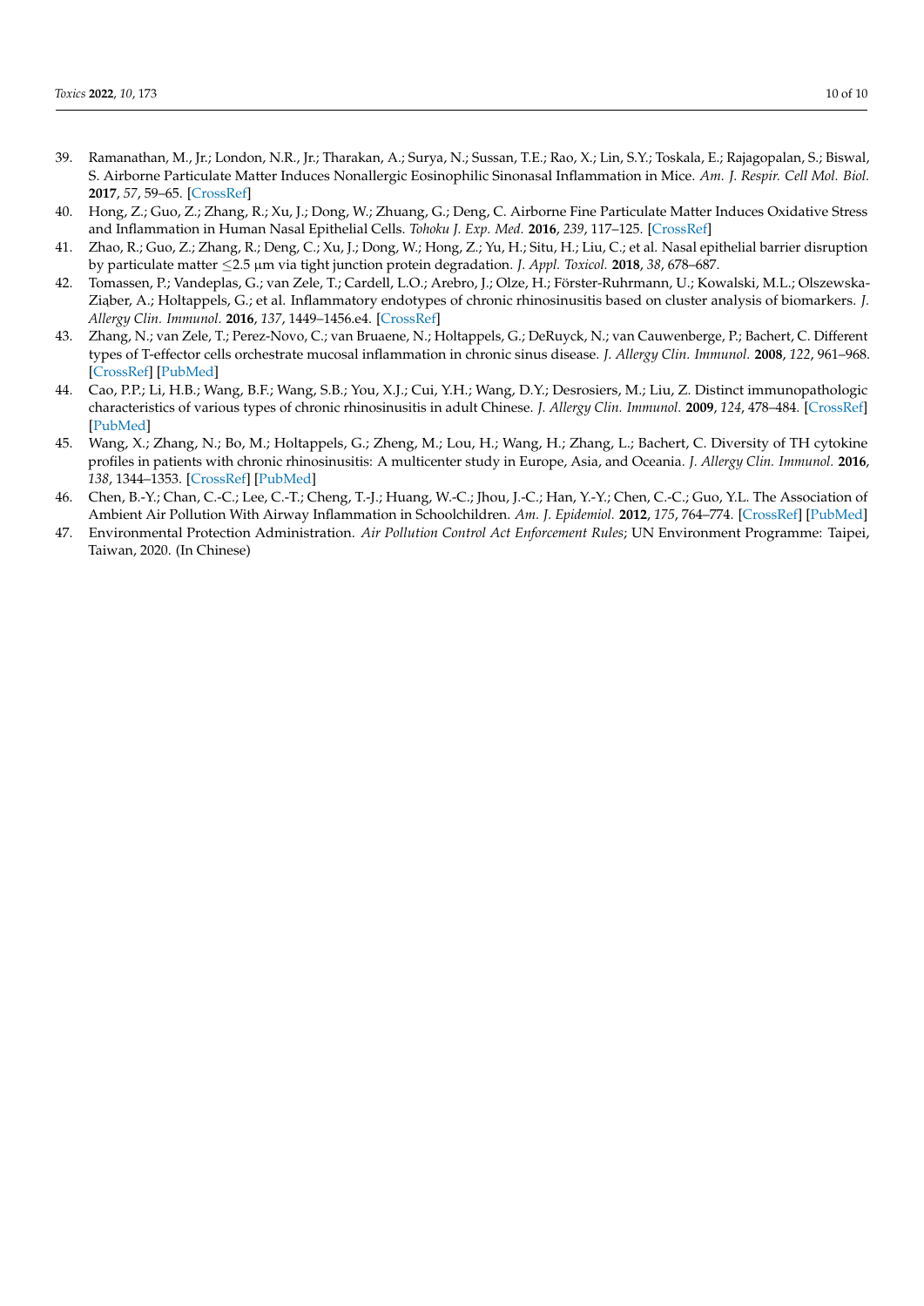39. Ramanathan, M., Jr.; London, N.R., Jr.; Tharakan, A.; Surya, N.; Sussan, T.E.; Rao, X.; Lin, S.Y.; Toskala, E.; Rajagopalan, S.; Biswal, S. Airborne Particulate Matter Induces Nonallergic Eosinophilic Sinonasal Inflammation in Mice. *Am. J. Respir. Cell Mol. Biol.* **2017**, *57*, 59–65. [CrossRef]
40. Hong, Z.; Guo, Z.; Zhang, R.; Xu, J.; Dong, W.; Zhuang, G.; Deng, C. Airborne Fine Particulate Matter Induces Oxidative Stress and Inflammation in Human Nasal Epithelial Cells. *Tohoku J. Exp. Med.* **2016**, *239*, 117–125. [CrossRef]
41. Zhao, R.; Guo, Z.; Zhang, R.; Deng, C.; Xu, J.; Dong, W.; Hong, Z.; Yu, H.; Situ, H.; Liu, C.; et al. Nasal epithelial barrier disruption by particulate matter ≤2.5 μm via tight junction protein degradation. *J. Appl. Toxicol.* **2018**, *38*, 678–687.
42. Tomassen, P.; Vandeplas, G.; van Zele, T.; Cardell, L.O.; Arebro, J.; Olze, H.; Förster-Ruhrmann, U.; Kowalski, M.L.; Olszewska-Ziąber, A.; Holtappels, G.; et al. Inflammatory endotypes of chronic rhinosinusitis based on cluster analysis of biomarkers. *J. Allergy Clin. Immunol.* **2016**, *137*, 1449–1456.e4. [CrossRef]
43. Zhang, N.; van Zele, T.; Perez-Novo, C.; van Bruaene, N.; Holtappels, G.; DeRuyck, N.; van Cauwenberge, P.; Bachert, C. Different types of T-effector cells orchestrate mucosal inflammation in chronic sinus disease. *J. Allergy Clin. Immunol.* **2008**, *122*, 961–968. [CrossRef] [PubMed]
44. Cao, P.P.; Li, H.B.; Wang, B.F.; Wang, S.B.; You, X.J.; Cui, Y.H.; Wang, D.Y.; Desrosiers, M.; Liu, Z. Distinct immunopathologic characteristics of various types of chronic rhinosinusitis in adult Chinese. *J. Allergy Clin. Immunol.* **2009**, *124*, 478–484. [CrossRef] [PubMed]
45. Wang, X.; Zhang, N.; Bo, M.; Holtappels, G.; Zheng, M.; Lou, H.; Wang, H.; Zhang, L.; Bachert, C. Diversity of TH cytokine profiles in patients with chronic rhinosinusitis: A multicenter study in Europe, Asia, and Oceania. *J. Allergy Clin. Immunol.* **2016**, *138*, 1344–1353. [CrossRef] [PubMed]
46. Chen, B.-Y.; Chan, C.-C.; Lee, C.-T.; Cheng, T.-J.; Huang, W.-C.; Jhou, J.-C.; Han, Y.-Y.; Chen, C.-C.; Guo, Y.L. The Association of Ambient Air Pollution With Airway Inflammation in Schoolchildren. *Am. J. Epidemiol.* **2012**, *175*, 764–774. [CrossRef] [PubMed]
47. Environmental Protection Administration. *Air Pollution Control Act Enforcement Rules*; UN Environment Programme: Taipei, Taiwan, 2020. (In Chinese)